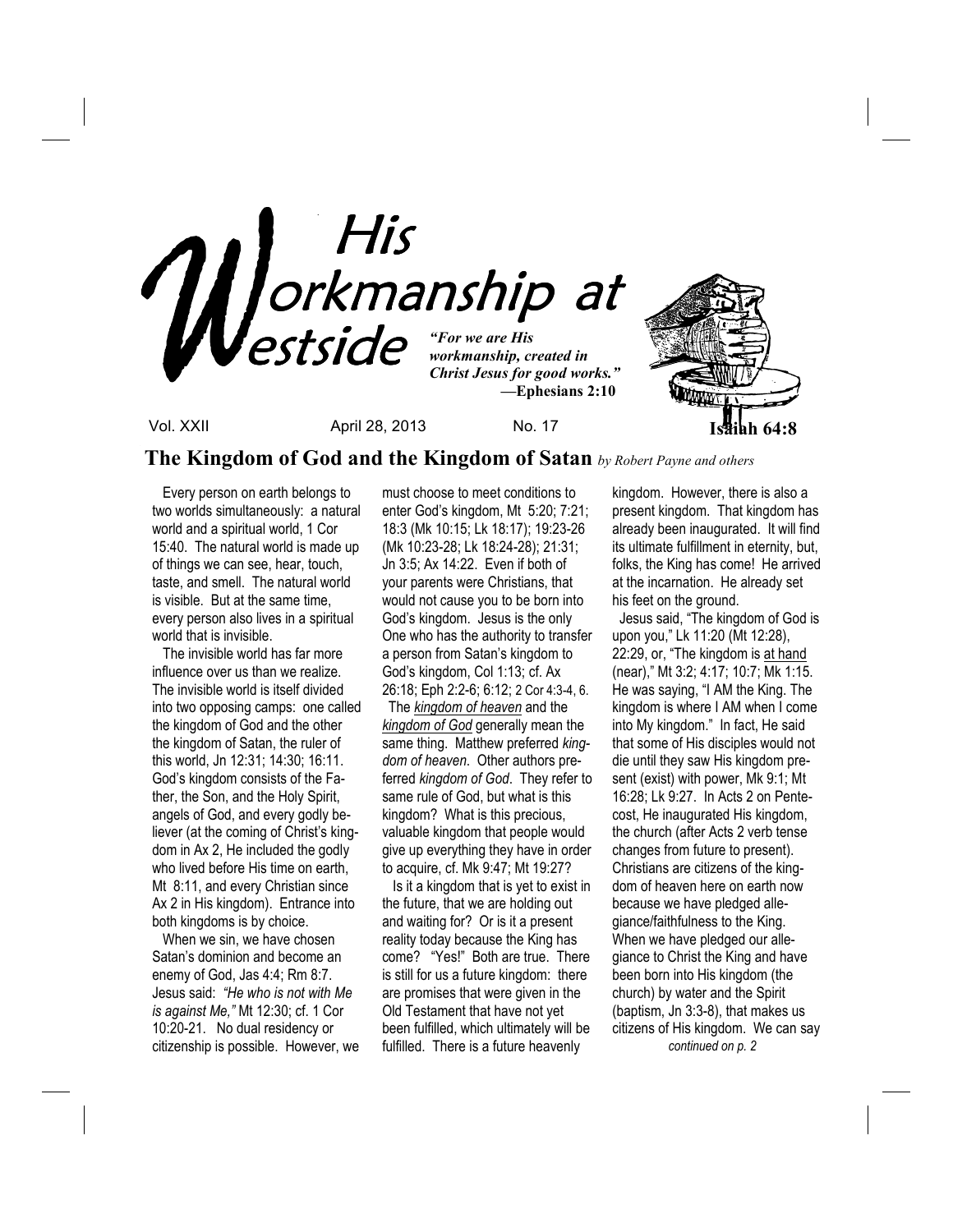# His Workmanship at Westside

*"For we are His workmanship, created in Christ Jesus for good works."*
**—Ephesians 2:10**

**Isaiah 64:8**

Vol. XXII April 28, 2013 No. 17

## The Kingdom of God and the Kingdom of Satan *by Robert Payne and others*

Every person on earth belongs to two worlds simultaneously: a natural world and a spiritual world, 1 Cor 15:40. The natural world is made up of things we can see, hear, touch, taste, and smell. The natural world is visible. But at the same time, every person also lives in a spiritual world that is invisible.

The invisible world has far more influence over us than we realize. The invisible world is itself divided into two opposing camps: one called the kingdom of God and the other the kingdom of Satan, the ruler of this world, Jn 12:31; 14:30; 16:11. God's kingdom consists of the Father, the Son, and the Holy Spirit, angels of God, and every godly believer (at the coming of Christ's kingdom in Ax 2, He included the godly who lived before His time on earth, Mt 8:11, and every Christian since Ax 2 in His kingdom). Entrance into both kingdoms is by choice.

When we sin, we have chosen Satan's dominion and become an enemy of God, Jas 4:4; Rm 8:7. Jesus said: *"He who is not with Me is against Me,"* Mt 12:30; cf. 1 Cor 10:20-21. No dual residency or citizenship is possible. However, we must choose to meet conditions to enter God's kingdom, Mt 5:20; 7:21; 18:3 (Mk 10:15; Lk 18:17); 19:23-26 (Mk 10:23-28; Lk 18:24-28); 21:31; Jn 3:5; Ax 14:22. Even if both of your parents were Christians, that would not cause you to be born into God's kingdom. Jesus is the only One who has the authority to transfer a person from Satan's kingdom to God's kingdom, Col 1:13; cf. Ax 26:18; Eph 2:2-6; 6:12; 2 Cor 4:3-4, 6.

The *kingdom of heaven* and the *kingdom of God* generally mean the same thing. Matthew preferred *kingdom of heaven*. Other authors preferred *kingdom of God*. They refer to same rule of God, but what is this kingdom? What is this precious, valuable kingdom that people would give up everything they have in order to acquire, cf. Mk 9:47; Mt 19:27?

Is it a kingdom that is yet to exist in the future, that we are holding out and waiting for? Or is it a present reality today because the King has come? "Yes!" Both are true. There is still for us a future kingdom: there are promises that were given in the Old Testament that have not yet been fulfilled, which ultimately will be fulfilled. There is a future heavenly kingdom. However, there is also a present kingdom. That kingdom has already been inaugurated. It will find its ultimate fulfillment in eternity, but, folks, the King has come! He arrived at the incarnation. He already set his feet on the ground.

Jesus said, "The kingdom of God is upon you," Lk 11:20 (Mt 12:28), 22:29, or, "The kingdom is at hand (near)," Mt 3:2; 4:17; 10:7; Mk 1:15. He was saying, "I AM the King. The kingdom is where I AM when I come into My kingdom." In fact, He said that some of His disciples would not die until they saw His kingdom present (exist) with power, Mk 9:1; Mt 16:28; Lk 9:27. In Acts 2 on Pentecost, He inaugurated His kingdom, the church (after Acts 2 verb tense changes from future to present). Christians are citizens of the kingdom of heaven here on earth now because we have pledged allegiance/faithfulness to the King. When we have pledged our allegiance to Christ the King and have been born into His kingdom (the church) by water and the Spirit (baptism, Jn 3:3-8), that makes us citizens of His kingdom. We can say

*continued on p. 2*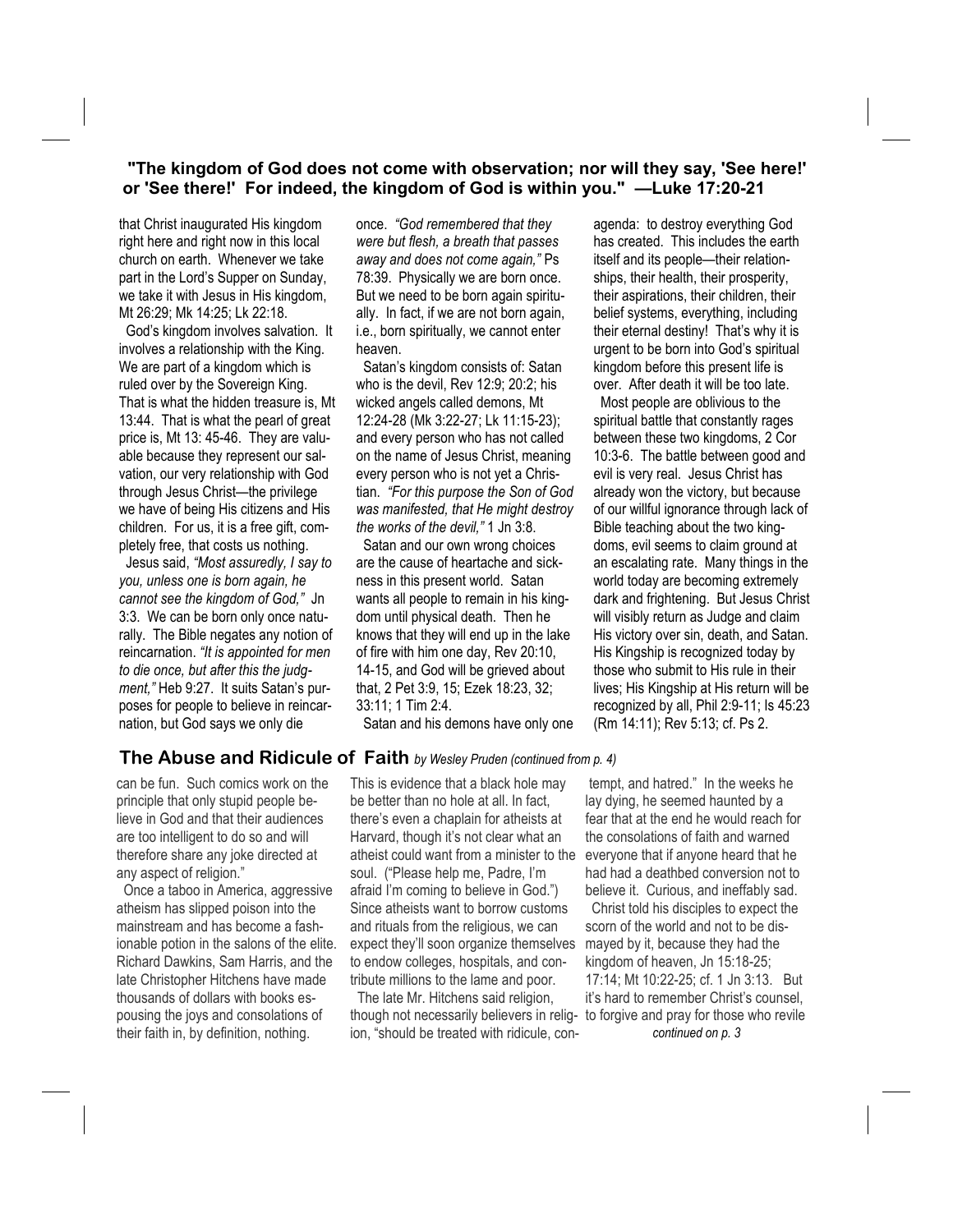**"The kingdom of God does not come with observation; nor will they say, 'See here!' or 'See there!' For indeed, the kingdom of God is within you." —Luke 17:20-21**

that Christ inaugurated His kingdom right here and right now in this local church on earth. Whenever we take part in the Lord's Supper on Sunday, we take it with Jesus in His kingdom, Mt 26:29; Mk 14:25; Lk 22:18.

God's kingdom involves salvation. It involves a relationship with the King. We are part of a kingdom which is ruled over by the Sovereign King. That is what the hidden treasure is, Mt 13:44. That is what the pearl of great price is, Mt 13: 45-46. They are valuable because they represent our salvation, our very relationship with God through Jesus Christ—the privilege we have of being His citizens and His children. For us, it is a free gift, completely free, that costs us nothing.

Jesus said, *"Most assuredly, I say to you, unless one is born again, he cannot see the kingdom of God,"* Jn 3:3. We can be born only once naturally. The Bible negates any notion of reincarnation. *"It is appointed for men to die once, but after this the judgment,"* Heb 9:27. It suits Satan's purposes for people to believe in reincarnation, but God says we only die once. *"God remembered that they were but flesh, a breath that passes away and does not come again,"* Ps 78:39. Physically we are born once. But we need to be born again spiritually. In fact, if we are not born again, i.e., born spiritually, we cannot enter heaven.

Satan's kingdom consists of: Satan who is the devil, Rev 12:9; 20:2; his wicked angels called demons, Mt 12:24-28 (Mk 3:22-27; Lk 11:15-23); and every person who has not called on the name of Jesus Christ, meaning every person who is not yet a Christian. *"For this purpose the Son of God was manifested, that He might destroy the works of the devil,"* 1 Jn 3:8.

Satan and our own wrong choices are the cause of heartache and sickness in this present world. Satan wants all people to remain in his kingdom until physical death. Then he knows that they will end up in the lake of fire with him one day, Rev 20:10, 14-15, and God will be grieved about that, 2 Pet 3:9, 15; Ezek 18:23, 32; 33:11; 1 Tim 2:4.

Satan and his demons have only one agenda: to destroy everything God has created. This includes the earth itself and its people—their relationships, their health, their prosperity, their aspirations, their children, their belief systems, everything, including their eternal destiny! That's why it is urgent to be born into God's spiritual kingdom before this present life is over. After death it will be too late.

Most people are oblivious to the spiritual battle that constantly rages between these two kingdoms, 2 Cor 10:3-6. The battle between good and evil is very real. Jesus Christ has already won the victory, but because of our willful ignorance through lack of Bible teaching about the two kingdoms, evil seems to claim ground at an escalating rate. Many things in the world today are becoming extremely dark and frightening. But Jesus Christ will visibly return as Judge and claim His victory over sin, death, and Satan. His Kingship is recognized today by those who submit to His rule in their lives; His Kingship at His return will be recognized by all, Phil 2:9-11; Is 45:23 (Rm 14:11); Rev 5:13; cf. Ps 2.

## The Abuse and Ridicule of Faith *by Wesley Pruden (continued from p. 4)*

can be fun. Such comics work on the principle that only stupid people believe in God and that their audiences are too intelligent to do so and will therefore share any joke directed at any aspect of religion."

Once a taboo in America, aggressive atheism has slipped poison into the mainstream and has become a fashionable potion in the salons of the elite. Richard Dawkins, Sam Harris, and the late Christopher Hitchens have made thousands of dollars with books espousing the joys and consolations of their faith in, by definition, nothing. This is evidence that a black hole may be better than no hole at all. In fact, there's even a chaplain for atheists at Harvard, though it's not clear what an atheist could want from a minister to the soul. ("Please help me, Padre, I'm afraid I'm coming to believe in God.") Since atheists want to borrow customs and rituals from the religious, we can expect they'll soon organize themselves to endow colleges, hospitals, and contribute millions to the lame and poor.

The late Mr. Hitchens said religion, though not necessarily believers in religion, "should be treated with ridicule, contempt, and hatred." In the weeks he lay dying, he seemed haunted by a fear that at the end he would reach for the consolations of faith and warned everyone that if anyone heard that he had had a deathbed conversion not to believe it. Curious, and ineffably sad.

Christ told his disciples to expect the scorn of the world and not to be dismayed by it, because they had the kingdom of heaven, Jn 15:18-25; 17:14; Mt 10:22-25; cf. 1 Jn 3:13. But it's hard to remember Christ's counsel, to forgive and pray for those who revile

*continued on p. 3*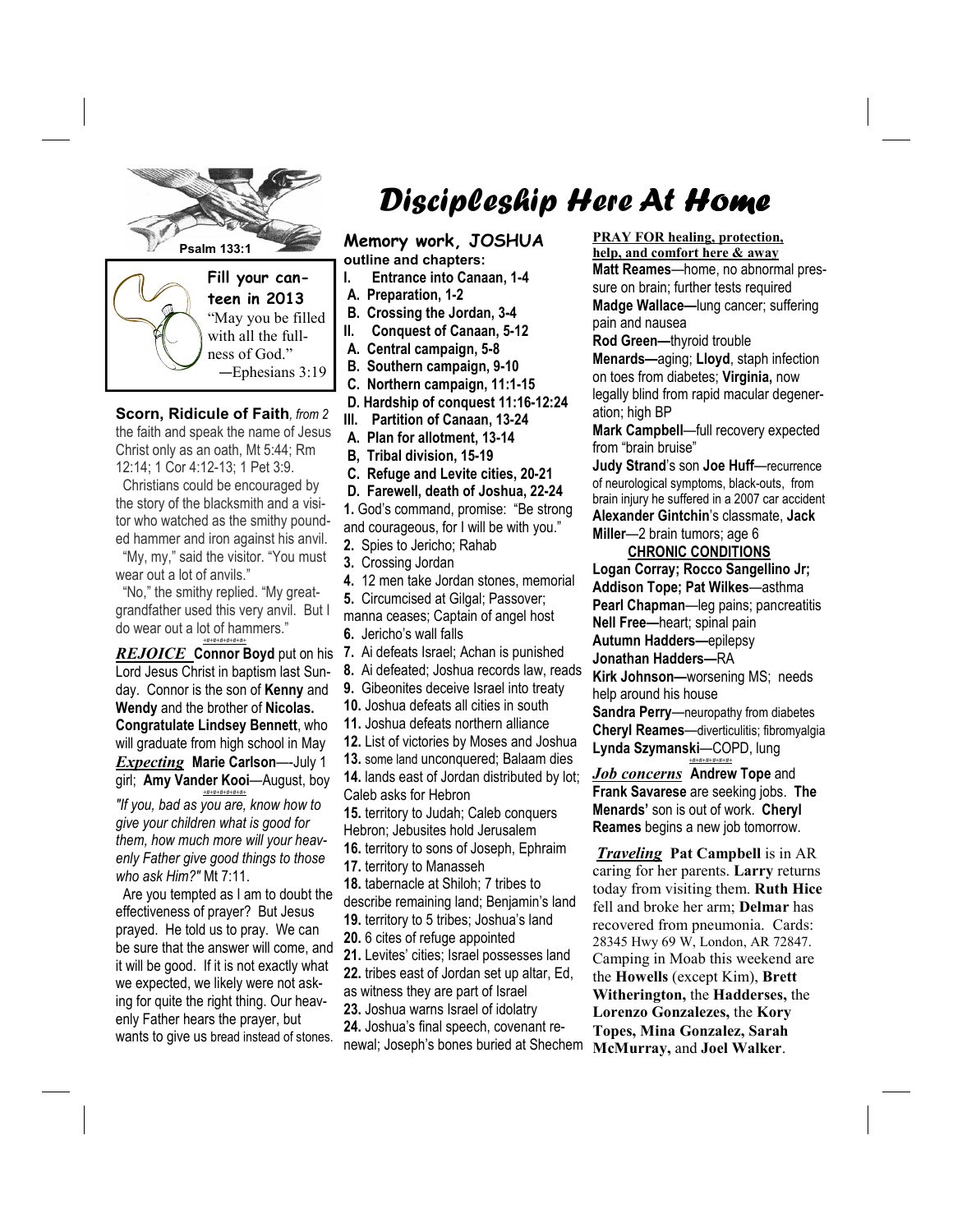Psalm 133:1

**Fill your canteen in 2013**

"May you be filled with all the fullness of God."
—Ephesians 3:19

# Discipleship Here At Home

**Scorn, Ridicule of Faith**, *from 2*

the faith and speak the name of Jesus Christ only as an oath, Mt 5:44; Rm 12:14; 1 Cor 4:12-13; 1 Pet 3:9.

Christians could be encouraged by the story of the blacksmith and a visitor who watched as the smithy pounded hammer and iron against his anvil.

"My, my," said the visitor. "You must wear out a lot of anvils."

"No," the smithy replied. "My great-grandfather used this very anvil. But I do wear out a lot of hammers."

*REJOICE* **Connor Boyd** put on his Lord Jesus Christ in baptism last Sunday. Connor is the son of **Kenny** and **Wendy** and the brother of **Nicolas.** **Congratulate Lindsey Bennett**, who will graduate from high school in May

*Expecting* **Marie Carlson**—July 1 girl; **Amy Vander Kooi**—August, boy

*"If you, bad as you are, know how to give your children what is good for them, how much more will your heavenly Father give good things to those who ask Him?"* Mt 7:11.

Are you tempted as I am to doubt the effectiveness of prayer? But Jesus prayed. He told us to pray. We can be sure that the answer will come, and it will be good. If it is not exactly what we expected, we likely were not asking for quite the right thing. Our heavenly Father hears the prayer, but wants to give us bread instead of stones.

## Memory work, JOSHUA

**outline and chapters:**

- **I. Entrance into Canaan, 1-4**
  - **A. Preparation, 1-2**
  - **B. Crossing the Jordan, 3-4**
- **II. Conquest of Canaan, 5-12**
  - **A. Central campaign, 5-8**
  - **B. Southern campaign, 9-10**
  - **C. Northern campaign, 11:1-15**
  - **D. Hardship of conquest 11:16-12:24**
- **III. Partition of Canaan, 13-24**
  - **A. Plan for allotment, 13-14**
  - **B, Tribal division, 15-19**
  - **C. Refuge and Levite cities, 20-21**
  - **D. Farewell, death of Joshua, 22-24**

**1.** God's command, promise: "Be strong and courageous, for I will be with you."
**2.** Spies to Jericho; Rahab
**3.** Crossing Jordan
**4.** 12 men take Jordan stones, memorial
**5.** Circumcised at Gilgal; Passover; manna ceases; Captain of angel host
**6.** Jericho's wall falls
**7.** Ai defeats Israel; Achan is punished
**8.** Ai defeated; Joshua records law, reads
**9.** Gibeonites deceive Israel into treaty
**10.** Joshua defeats all cities in south
**11.** Joshua defeats northern alliance
**12.** List of victories by Moses and Joshua
**13.** some land unconquered; Balaam dies
**14.** lands east of Jordan distributed by lot; Caleb asks for Hebron
**15.** territory to Judah; Caleb conquers Hebron; Jebusites hold Jerusalem
**16.** territory to sons of Joseph, Ephraim
**17.** territory to Manasseh
**18.** tabernacle at Shiloh; 7 tribes to describe remaining land; Benjamin's land
**19.** territory to 5 tribes; Joshua's land
**20.** 6 cites of refuge appointed
**21.** Levites' cities; Israel possesses land
**22.** tribes east of Jordan set up altar, Ed, as witness they are part of Israel
**23.** Joshua warns Israel of idolatry
**24.** Joshua's final speech, covenant renewal; Joseph's bones buried at Shechem

**PRAY FOR healing, protection, help, and comfort here & away**

**Matt Reames**—home, no abnormal pressure on brain; further tests required
**Madge Wallace—**lung cancer; suffering pain and nausea
**Rod Green—**thyroid trouble
**Menards—**aging; **Lloyd**, staph infection on toes from diabetes; **Virginia,** now legally blind from rapid macular degeneration; high BP
**Mark Campbell**—full recovery expected from "brain bruise"
**Judy Strand**'s son **Joe Huff**—recurrence of neurological symptoms, black-outs, from brain injury he suffered in a 2007 car accident
**Alexander Gintchin**'s classmate, **Jack Miller**—2 brain tumors; age 6

**CHRONIC CONDITIONS**

**Logan Corray; Rocco Sangellino Jr; Addison Tope; Pat Wilkes**—asthma
**Pearl Chapman**—leg pains; pancreatitis
**Nell Free—**heart; spinal pain
**Autumn Hadders—**epilepsy
**Jonathan Hadders—**RA
**Kirk Johnson—**worsening MS; needs help around his house
**Sandra Perry**—neuropathy from diabetes
**Cheryl Reames**—diverticulitis; fibromyalgia
**Lynda Szymanski**—COPD, lung

*Job concerns* **Andrew Tope** and **Frank Savarese** are seeking jobs. **The Menards'** son is out of work. **Cheryl Reames** begins a new job tomorrow.

*Traveling* **Pat Campbell** is in AR caring for her parents. **Larry** returns today from visiting them. **Ruth Hice** fell and broke her arm; **Delmar** has recovered from pneumonia. Cards: 28345 Hwy 69 W, London, AR 72847. Camping in Moab this weekend are the **Howells** (except Kim), **Brett Witherington,** the **Hadderses,** the **Lorenzo Gonzalezes,** the **Kory Topes, Mina Gonzalez, Sarah McMurray,** and **Joel Walker**.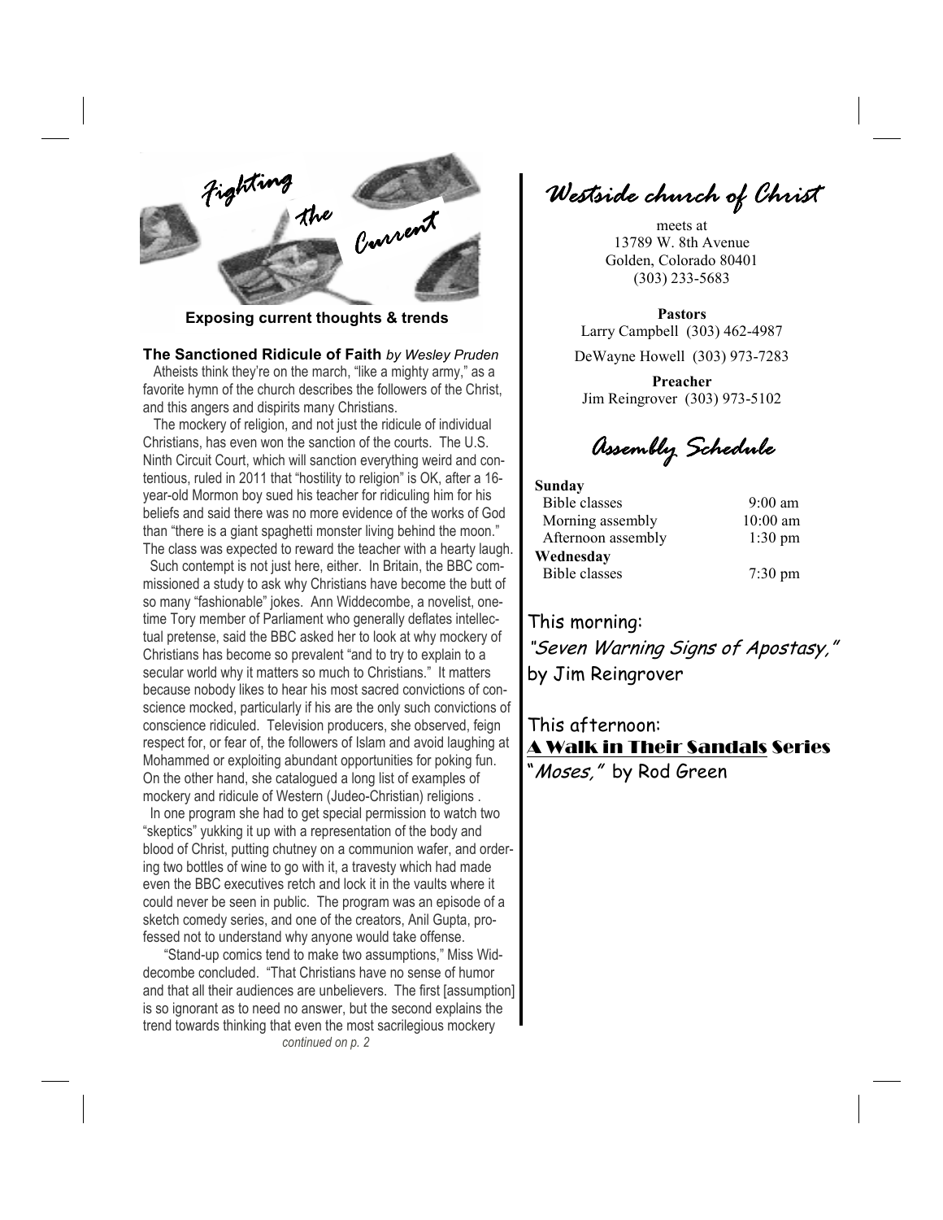# Fighting the Current

**Exposing current thoughts & trends**

**The Sanctioned Ridicule of Faith** *by Wesley Pruden*

Atheists think they're on the march, "like a mighty army," as a favorite hymn of the church describes the followers of the Christ, and this angers and dispirits many Christians.

The mockery of religion, and not just the ridicule of individual Christians, has even won the sanction of the courts. The U.S. Ninth Circuit Court, which will sanction everything weird and contentious, ruled in 2011 that "hostility to religion" is OK, after a 16-year-old Mormon boy sued his teacher for ridiculing him for his beliefs and said there was no more evidence of the works of God than "there is a giant spaghetti monster living behind the moon." The class was expected to reward the teacher with a hearty laugh.

Such contempt is not just here, either. In Britain, the BBC commissioned a study to ask why Christians have become the butt of so many "fashionable" jokes. Ann Widdecombe, a novelist, one-time Tory member of Parliament who generally deflates intellectual pretense, said the BBC asked her to look at why mockery of Christians has become so prevalent "and to try to explain to a secular world why it matters so much to Christians." It matters because nobody likes to hear his most sacred convictions of conscience mocked, particularly if his are the only such convictions of conscience ridiculed. Television producers, she observed, feign respect for, or fear of, the followers of Islam and avoid laughing at Mohammed or exploiting abundant opportunities for poking fun. On the other hand, she catalogued a long list of examples of mockery and ridicule of Western (Judeo-Christian) religions .

In one program she had to get special permission to watch two "skeptics" yukking it up with a representation of the body and blood of Christ, putting chutney on a communion wafer, and ordering two bottles of wine to go with it, a travesty which had made even the BBC executives retch and lock it in the vaults where it could never be seen in public. The program was an episode of a sketch comedy series, and one of the creators, Anil Gupta, professed not to understand why anyone would take offense.

"Stand-up comics tend to make two assumptions," Miss Widdecombe concluded. "That Christians have no sense of humor and that all their audiences are unbelievers. The first [assumption] is so ignorant as to need no answer, but the second explains the trend towards thinking that even the most sacrilegious mockery

*continued on p. 2*

# Westside church of Christ

meets at
13789 W. 8th Avenue
Golden, Colorado 80401
(303) 233-5683

**Pastors**
Larry Campbell (303) 462-4987
DeWayne Howell (303) 973-7283

**Preacher**
Jim Reingrover (303) 973-5102

## Assembly Schedule

| | |
|---|---|
| **Sunday** | |
| Bible classes | 9:00 am |
| Morning assembly | 10:00 am |
| Afternoon assembly | 1:30 pm |
| **Wednesday** | |
| Bible classes | 7:30 pm |

This morning:
*"Seven Warning Signs of Apostasy,"*
by Jim Reingrover

This afternoon:
**A Walk in Their Sandals Series**
"*Moses,*" by Rod Green